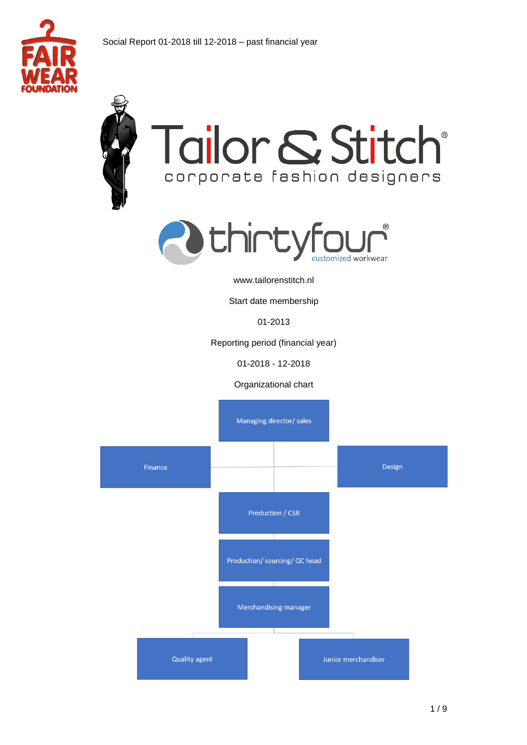Social Report 01-2018 till 12-2018 – past financial year

# Tailor & Stitch
corporate fashion designers

thirtyfour
customized workwear

www.tailorenstitch.nl

Start date membership

01-2013

Reporting period (financial year)

01-2018 - 12-2018

Organizational chart

Managing director/ sales

Finance

Design

Production / CSR

Production/ sourcing/ QC head

Merchandising manager

Quality agent

Junior merchandiser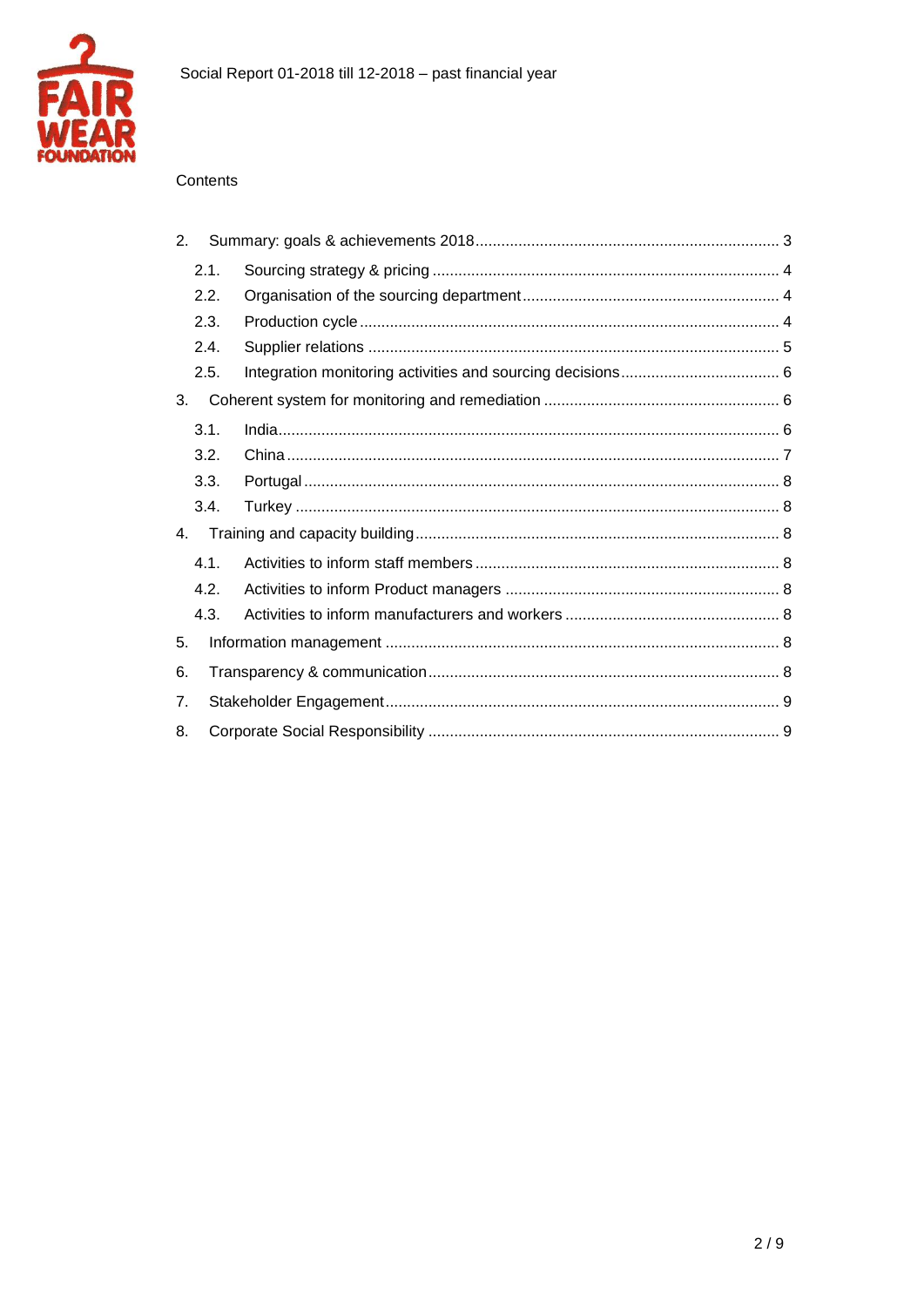Contents

2. Summary: goals & achievements 2018 ..... 3
   - 2.1. Sourcing strategy & pricing ..... 4
   - 2.2. Organisation of the sourcing department ..... 4
   - 2.3. Production cycle ..... 4
   - 2.4. Supplier relations ..... 5
   - 2.5. Integration monitoring activities and sourcing decisions ..... 6
3. Coherent system for monitoring and remediation ..... 6
   - 3.1. India ..... 6
   - 3.2. China ..... 7
   - 3.3. Portugal ..... 8
   - 3.4. Turkey ..... 8
4. Training and capacity building ..... 8
   - 4.1. Activities to inform staff members ..... 8
   - 4.2. Activities to inform Product managers ..... 8
   - 4.3. Activities to inform manufacturers and workers ..... 8
5. Information management ..... 8
6. Transparency & communication ..... 8
7. Stakeholder Engagement ..... 9
8. Corporate Social Responsibility ..... 9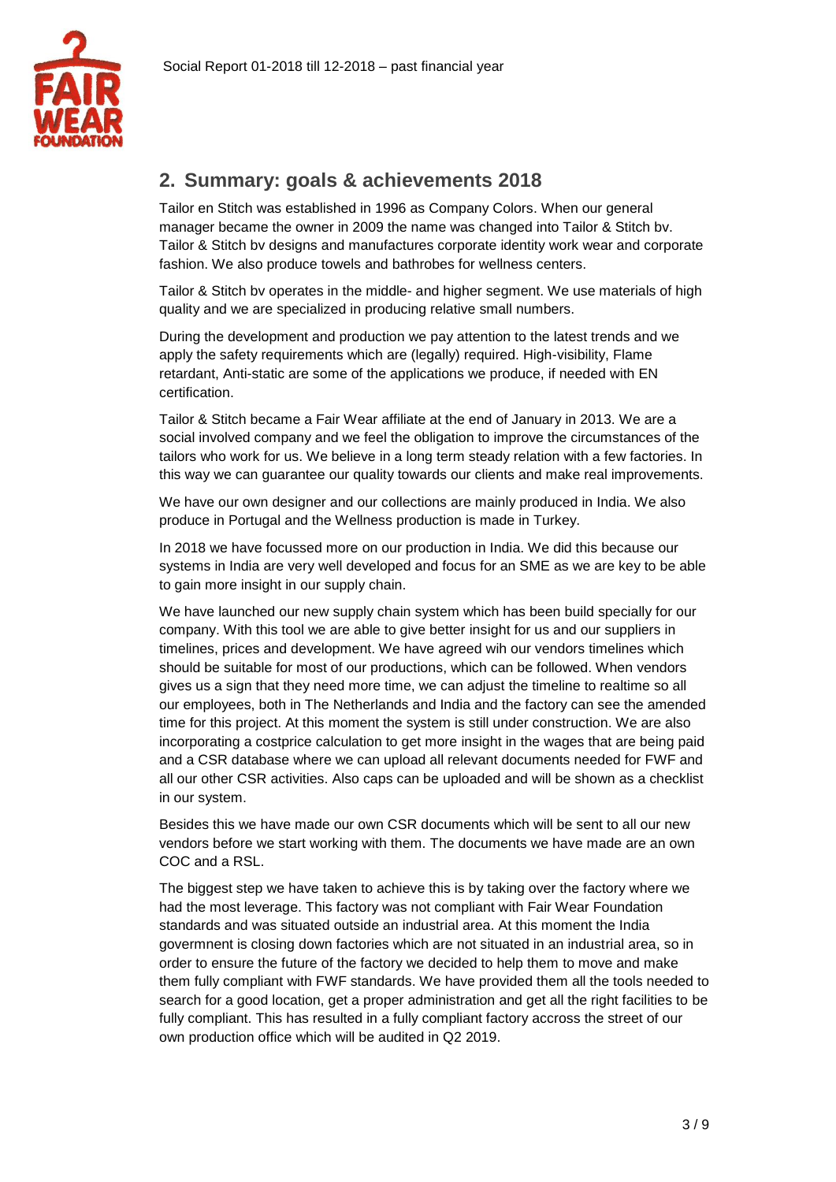## 2. Summary: goals & achievements 2018

Tailor en Stitch was established in 1996 as Company Colors. When our general manager became the owner in 2009 the name was changed into Tailor & Stitch bv. Tailor & Stitch bv designs and manufactures corporate identity work wear and corporate fashion. We also produce towels and bathrobes for wellness centers.

Tailor & Stitch bv operates in the middle- and higher segment. We use materials of high quality and we are specialized in producing relative small numbers.

During the development and production we pay attention to the latest trends and we apply the safety requirements which are (legally) required. High-visibility, Flame retardant, Anti-static are some of the applications we produce, if needed with EN certification.

Tailor & Stitch became a Fair Wear affiliate at the end of January in 2013. We are a social involved company and we feel the obligation to improve the circumstances of the tailors who work for us. We believe in a long term steady relation with a few factories. In this way we can guarantee our quality towards our clients and make real improvements.

We have our own designer and our collections are mainly produced in India. We also produce in Portugal and the Wellness production is made in Turkey.

In 2018 we have focussed more on our production in India. We did this because our systems in India are very well developed and focus for an SME as we are key to be able to gain more insight in our supply chain.

We have launched our new supply chain system which has been build specially for our company. With this tool we are able to give better insight for us and our suppliers in timelines, prices and development. We have agreed wih our vendors timelines which should be suitable for most of our productions, which can be followed. When vendors gives us a sign that they need more time, we can adjust the timeline to realtime so all our employees, both in The Netherlands and India and the factory can see the amended time for this project. At this moment the system is still under construction. We are also incorporating a costprice calculation to get more insight in the wages that are being paid and a CSR database where we can upload all relevant documents needed for FWF and all our other CSR activities. Also caps can be uploaded and will be shown as a checklist in our system.

Besides this we have made our own CSR documents which will be sent to all our new vendors before we start working with them. The documents we have made are an own COC and a RSL.

The biggest step we have taken to achieve this is by taking over the factory where we had the most leverage. This factory was not compliant with Fair Wear Foundation standards and was situated outside an industrial area. At this moment the India govermnent is closing down factories which are not situated in an industrial area, so in order to ensure the future of the factory we decided to help them to move and make them fully compliant with FWF standards. We have provided them all the tools needed to search for a good location, get a proper administration and get all the right facilities to be fully compliant. This has resulted in a fully compliant factory accross the street of our own production office which will be audited in Q2 2019.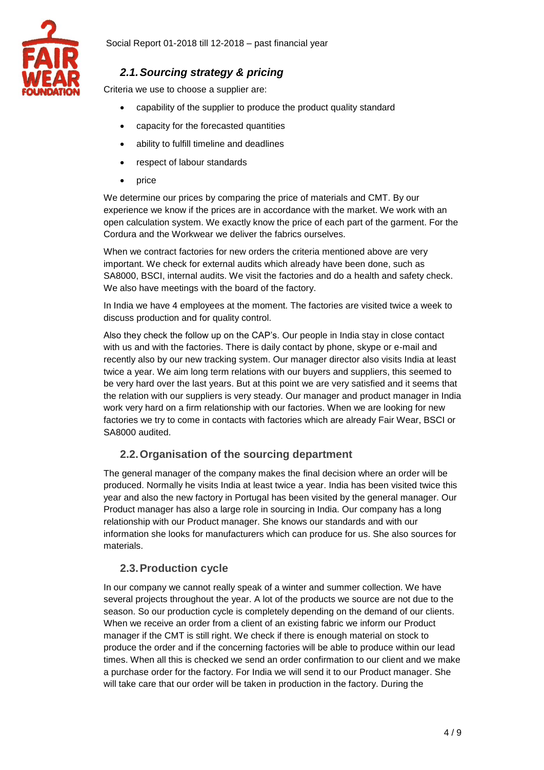## *2.1. Sourcing strategy & pricing*

Criteria we use to choose a supplier are:

- capability of the supplier to produce the product quality standard
- capacity for the forecasted quantities
- ability to fulfill timeline and deadlines
- respect of labour standards
- price

We determine our prices by comparing the price of materials and CMT. By our experience we know if the prices are in accordance with the market. We work with an open calculation system. We exactly know the price of each part of the garment. For the Cordura and the Workwear we deliver the fabrics ourselves.

When we contract factories for new orders the criteria mentioned above are very important. We check for external audits which already have been done, such as SA8000, BSCI, internal audits. We visit the factories and do a health and safety check. We also have meetings with the board of the factory.

In India we have 4 employees at the moment. The factories are visited twice a week to discuss production and for quality control.

Also they check the follow up on the CAP's. Our people in India stay in close contact with us and with the factories. There is daily contact by phone, skype or e-mail and recently also by our new tracking system. Our manager director also visits India at least twice a year. We aim long term relations with our buyers and suppliers, this seemed to be very hard over the last years. But at this point we are very satisfied and it seems that the relation with our suppliers is very steady. Our manager and product manager in India work very hard on a firm relationship with our factories. When we are looking for new factories we try to come in contacts with factories which are already Fair Wear, BSCI or SA8000 audited.

## 2.2. Organisation of the sourcing department

The general manager of the company makes the final decision where an order will be produced. Normally he visits India at least twice a year. India has been visited twice this year and also the new factory in Portugal has been visited by the general manager. Our Product manager has also a large role in sourcing in India. Our company has a long relationship with our Product manager. She knows our standards and with our information she looks for manufacturers which can produce for us. She also sources for materials.

## 2.3. Production cycle

In our company we cannot really speak of a winter and summer collection. We have several projects throughout the year. A lot of the products we source are not due to the season. So our production cycle is completely depending on the demand of our clients. When we receive an order from a client of an existing fabric we inform our Product manager if the CMT is still right. We check if there is enough material on stock to produce the order and if the concerning factories will be able to produce within our lead times. When all this is checked we send an order confirmation to our client and we make a purchase order for the factory. For India we will send it to our Product manager. She will take care that our order will be taken in production in the factory. During the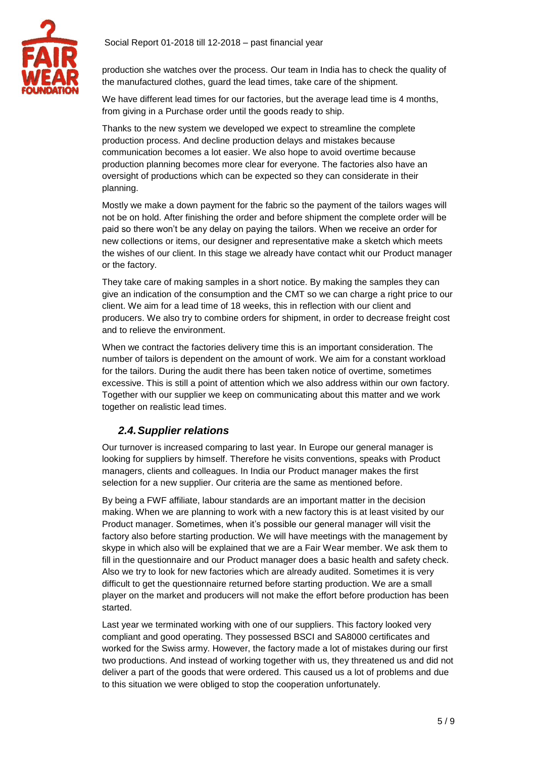production she watches over the process. Our team in India has to check the quality of the manufactured clothes, guard the lead times, take care of the shipment.

We have different lead times for our factories, but the average lead time is 4 months, from giving in a Purchase order until the goods ready to ship.

Thanks to the new system we developed we expect to streamline the complete production process. And decline production delays and mistakes because communication becomes a lot easier. We also hope to avoid overtime because production planning becomes more clear for everyone. The factories also have an oversight of productions which can be expected so they can considerate in their planning.

Mostly we make a down payment for the fabric so the payment of the tailors wages will not be on hold. After finishing the order and before shipment the complete order will be paid so there won't be any delay on paying the tailors. When we receive an order for new collections or items, our designer and representative make a sketch which meets the wishes of our client. In this stage we already have contact whit our Product manager or the factory.

They take care of making samples in a short notice. By making the samples they can give an indication of the consumption and the CMT so we can charge a right price to our client. We aim for a lead time of 18 weeks, this in reflection with our client and producers. We also try to combine orders for shipment, in order to decrease freight cost and to relieve the environment.

When we contract the factories delivery time this is an important consideration. The number of tailors is dependent on the amount of work. We aim for a constant workload for the tailors. During the audit there has been taken notice of overtime, sometimes excessive. This is still a point of attention which we also address within our own factory. Together with our supplier we keep on communicating about this matter and we work together on realistic lead times.

## *2.4. Supplier relations*

Our turnover is increased comparing to last year. In Europe our general manager is looking for suppliers by himself. Therefore he visits conventions, speaks with Product managers, clients and colleagues. In India our Product manager makes the first selection for a new supplier. Our criteria are the same as mentioned before.

By being a FWF affiliate, labour standards are an important matter in the decision making. When we are planning to work with a new factory this is at least visited by our Product manager. Sometimes, when it's possible our general manager will visit the factory also before starting production. We will have meetings with the management by skype in which also will be explained that we are a Fair Wear member. We ask them to fill in the questionnaire and our Product manager does a basic health and safety check. Also we try to look for new factories which are already audited. Sometimes it is very difficult to get the questionnaire returned before starting production. We are a small player on the market and producers will not make the effort before production has been started.

Last year we terminated working with one of our suppliers. This factory looked very compliant and good operating. They possessed BSCI and SA8000 certificates and worked for the Swiss army. However, the factory made a lot of mistakes during our first two productions. And instead of working together with us, they threatened us and did not deliver a part of the goods that were ordered. This caused us a lot of problems and due to this situation we were obliged to stop the cooperation unfortunately.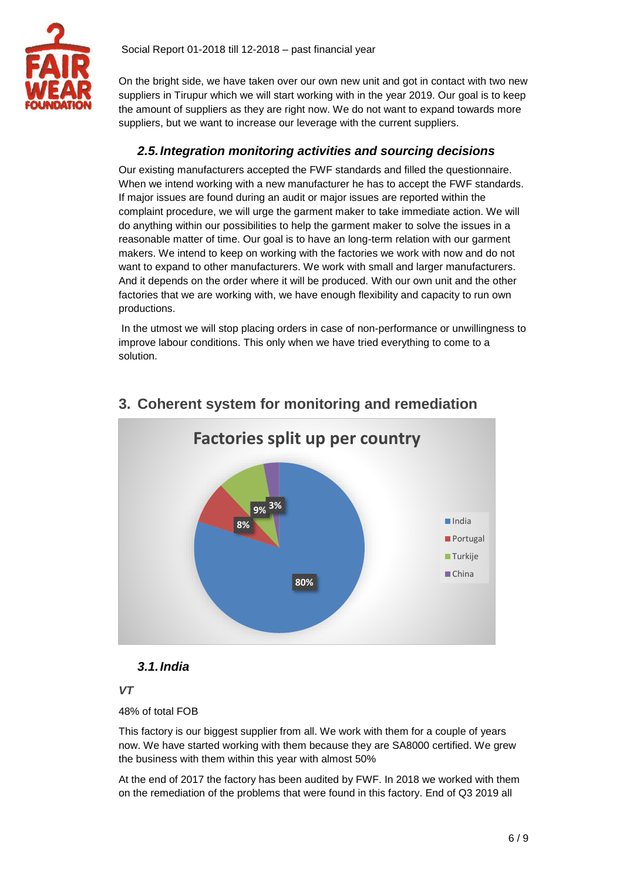On the bright side, we have taken over our own new unit and got in contact with two new suppliers in Tirupur which we will start working with in the year 2019. Our goal is to keep the amount of suppliers as they are right now. We do not want to expand towards more suppliers, but we want to increase our leverage with the current suppliers.

### 2.5. Integration monitoring activities and sourcing decisions

Our existing manufacturers accepted the FWF standards and filled the questionnaire. When we intend working with a new manufacturer he has to accept the FWF standards. If major issues are found during an audit or major issues are reported within the complaint procedure, we will urge the garment maker to take immediate action. We will do anything within our possibilities to help the garment maker to solve the issues in a reasonable matter of time. Our goal is to have an long-term relation with our garment makers. We intend to keep on working with the factories we work with now and do not want to expand to other manufacturers. We work with small and larger manufacturers. And it depends on the order where it will be produced. With our own unit and the other factories that we are working with, we have enough flexibility and capacity to run own productions.

In the utmost we will stop placing orders in case of non-performance or unwillingness to improve labour conditions. This only when we have tried everything to come to a solution.

## 3. Coherent system for monitoring and remediation

Factories split up per country

80%
8%
9%
3%

India
Portugal
Turkije
China

### 3.1. India

***VT***

48% of total FOB

This factory is our biggest supplier from all. We work with them for a couple of years now. We have started working with them because they are SA8000 certified. We grew the business with them within this year with almost 50%

At the end of 2017 the factory has been audited by FWF. In 2018 we worked with them on the remediation of the problems that were found in this factory. End of Q3 2019 all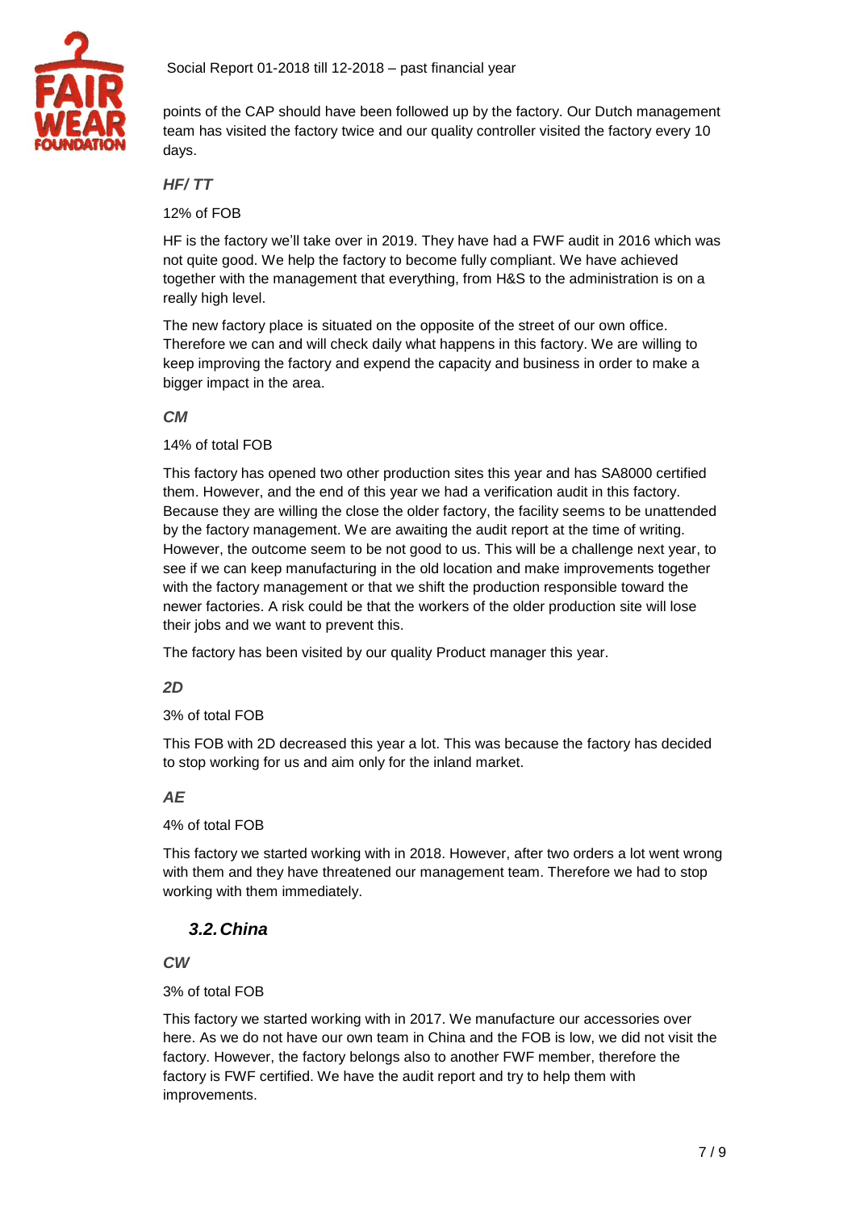points of the CAP should have been followed up by the factory. Our Dutch management team has visited the factory twice and our quality controller visited the factory every 10 days.

### *HF/ TT*

12% of FOB

HF is the factory we'll take over in 2019. They have had a FWF audit in 2016 which was not quite good. We help the factory to become fully compliant. We have achieved together with the management that everything, from H&S to the administration is on a really high level.

The new factory place is situated on the opposite of the street of our own office. Therefore we can and will check daily what happens in this factory. We are willing to keep improving the factory and expend the capacity and business in order to make a bigger impact in the area.

### *CM*

14% of total FOB

This factory has opened two other production sites this year and has SA8000 certified them. However, and the end of this year we had a verification audit in this factory. Because they are willing the close the older factory, the facility seems to be unattended by the factory management. We are awaiting the audit report at the time of writing. However, the outcome seem to be not good to us. This will be a challenge next year, to see if we can keep manufacturing in the old location and make improvements together with the factory management or that we shift the production responsible toward the newer factories. A risk could be that the workers of the older production site will lose their jobs and we want to prevent this.

The factory has been visited by our quality Product manager this year.

### *2D*

3% of total FOB

This FOB with 2D decreased this year a lot. This was because the factory has decided to stop working for us and aim only for the inland market.

### *AE*

4% of total FOB

This factory we started working with in 2018. However, after two orders a lot went wrong with them and they have threatened our management team. Therefore we had to stop working with them immediately.

## *3.2. China*

### *CW*

3% of total FOB

This factory we started working with in 2017. We manufacture our accessories over here. As we do not have our own team in China and the FOB is low, we did not visit the factory. However, the factory belongs also to another FWF member, therefore the factory is FWF certified. We have the audit report and try to help them with improvements.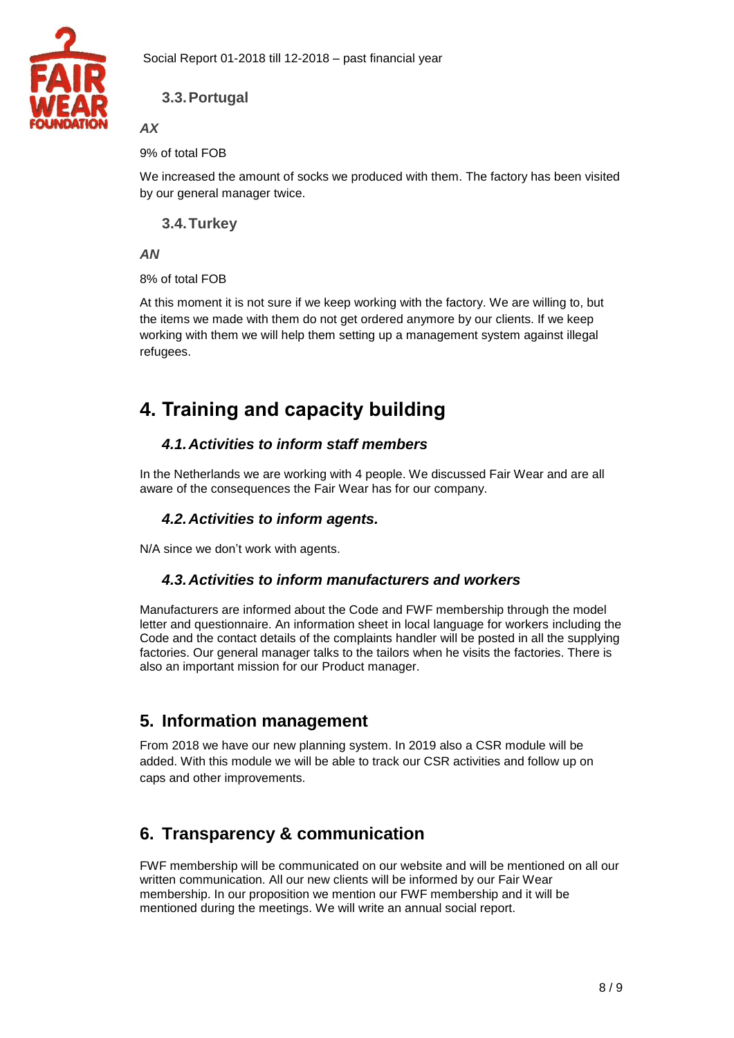### 3.3. Portugal

*AX*

9% of total FOB

We increased the amount of socks we produced with them. The factory has been visited by our general manager twice.

### 3.4. Turkey

*AN*

8% of total FOB

At this moment it is not sure if we keep working with the factory. We are willing to, but the items we made with them do not get ordered anymore by our clients. If we keep working with them we will help them setting up a management system against illegal refugees.

# 4. Training and capacity building

### *4.1. Activities to inform staff members*

In the Netherlands we are working with 4 people. We discussed Fair Wear and are all aware of the consequences the Fair Wear has for our company.

### *4.2. Activities to inform agents.*

N/A since we don't work with agents.

### *4.3. Activities to inform manufacturers and workers*

Manufacturers are informed about the Code and FWF membership through the model letter and questionnaire. An information sheet in local language for workers including the Code and the contact details of the complaints handler will be posted in all the supplying factories. Our general manager talks to the tailors when he visits the factories. There is also an important mission for our Product manager.

## 5. Information management

From 2018 we have our new planning system. In 2019 also a CSR module will be added. With this module we will be able to track our CSR activities and follow up on caps and other improvements.

## 6. Transparency & communication

FWF membership will be communicated on our website and will be mentioned on all our written communication. All our new clients will be informed by our Fair Wear membership. In our proposition we mention our FWF membership and it will be mentioned during the meetings. We will write an annual social report.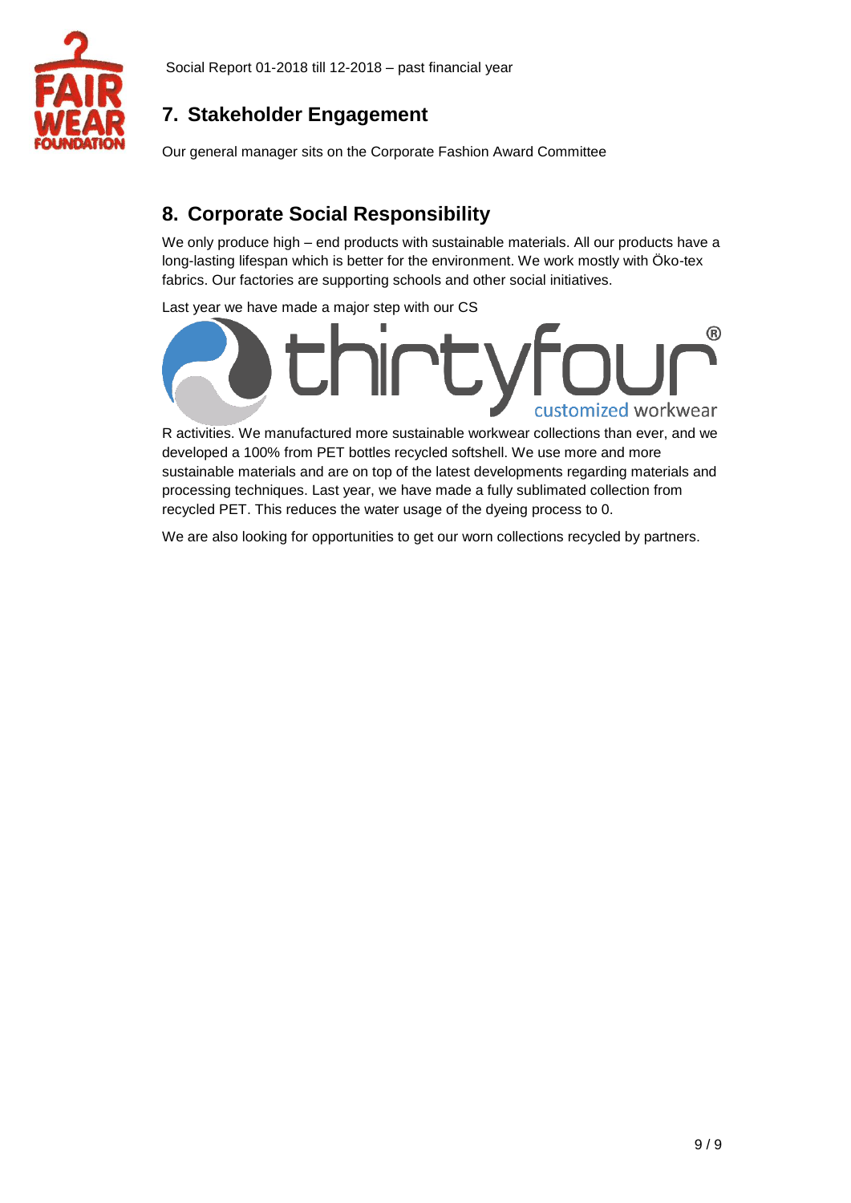## 7. Stakeholder Engagement

Our general manager sits on the Corporate Fashion Award Committee

## 8. Corporate Social Responsibility

We only produce high – end products with sustainable materials. All our products have a long-lasting lifespan which is better for the environment. We work mostly with Öko-tex fabrics. Our factories are supporting schools and other social initiatives.

Last year we have made a major step with our CS

thirtyfour® customized workwear

R activities. We manufactured more sustainable workwear collections than ever, and we developed a 100% from PET bottles recycled softshell. We use more and more sustainable materials and are on top of the latest developments regarding materials and processing techniques. Last year, we have made a fully sublimated collection from recycled PET. This reduces the water usage of the dyeing process to 0.

We are also looking for opportunities to get our worn collections recycled by partners.